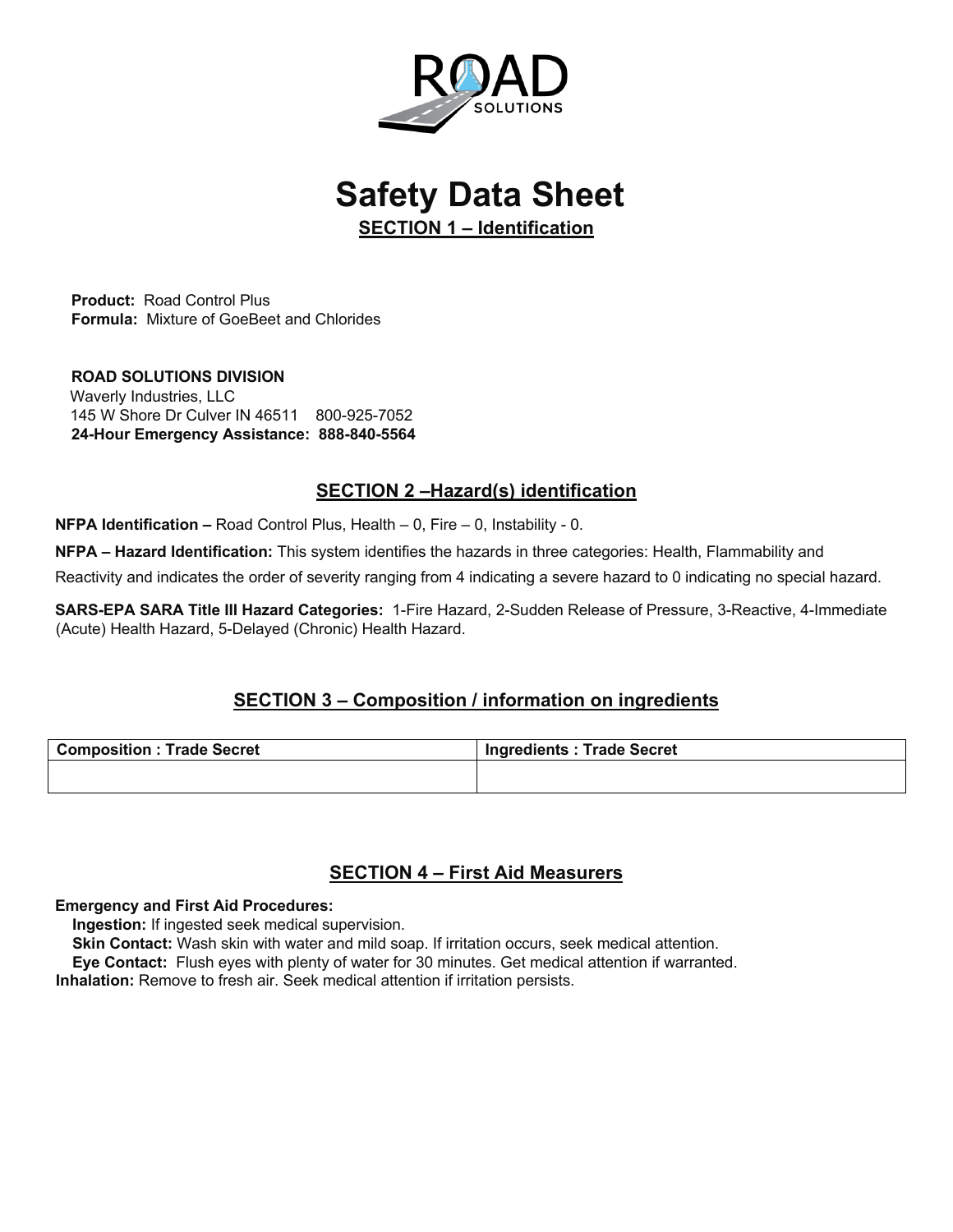# Safety Data Sheet

## SECTION 1 – Identification

**Product:** Road Control Plus
**Formula:** Mixture of GoeBeet and Chlorides

**ROAD SOLUTIONS DIVISION**
Waverly Industries, LLC
145 W Shore Dr Culver IN 46511    800-925-7052
**24-Hour Emergency Assistance: 888-840-5564**

## SECTION 2 –Hazard(s) identification

**NFPA Identification –** Road Control Plus, Health – 0, Fire – 0, Instability - 0.

**NFPA – Hazard Identification:** This system identifies the hazards in three categories: Health, Flammability and Reactivity and indicates the order of severity ranging from 4 indicating a severe hazard to 0 indicating no special hazard.

**SARS-EPA SARA Title III Hazard Categories:** 1-Fire Hazard, 2-Sudden Release of Pressure, 3-Reactive, 4-Immediate (Acute) Health Hazard, 5-Delayed (Chronic) Health Hazard.

## SECTION 3 – Composition / information on ingredients

| Composition : Trade Secret | Ingredients : Trade Secret |
|---|---|
| | |

## SECTION 4 – First Aid Measurers

**Emergency and First Aid Procedures:**

**Ingestion:** If ingested seek medical supervision.
**Skin Contact:** Wash skin with water and mild soap. If irritation occurs, seek medical attention.
**Eye Contact:** Flush eyes with plenty of water for 30 minutes. Get medical attention if warranted.
**Inhalation:** Remove to fresh air. Seek medical attention if irritation persists.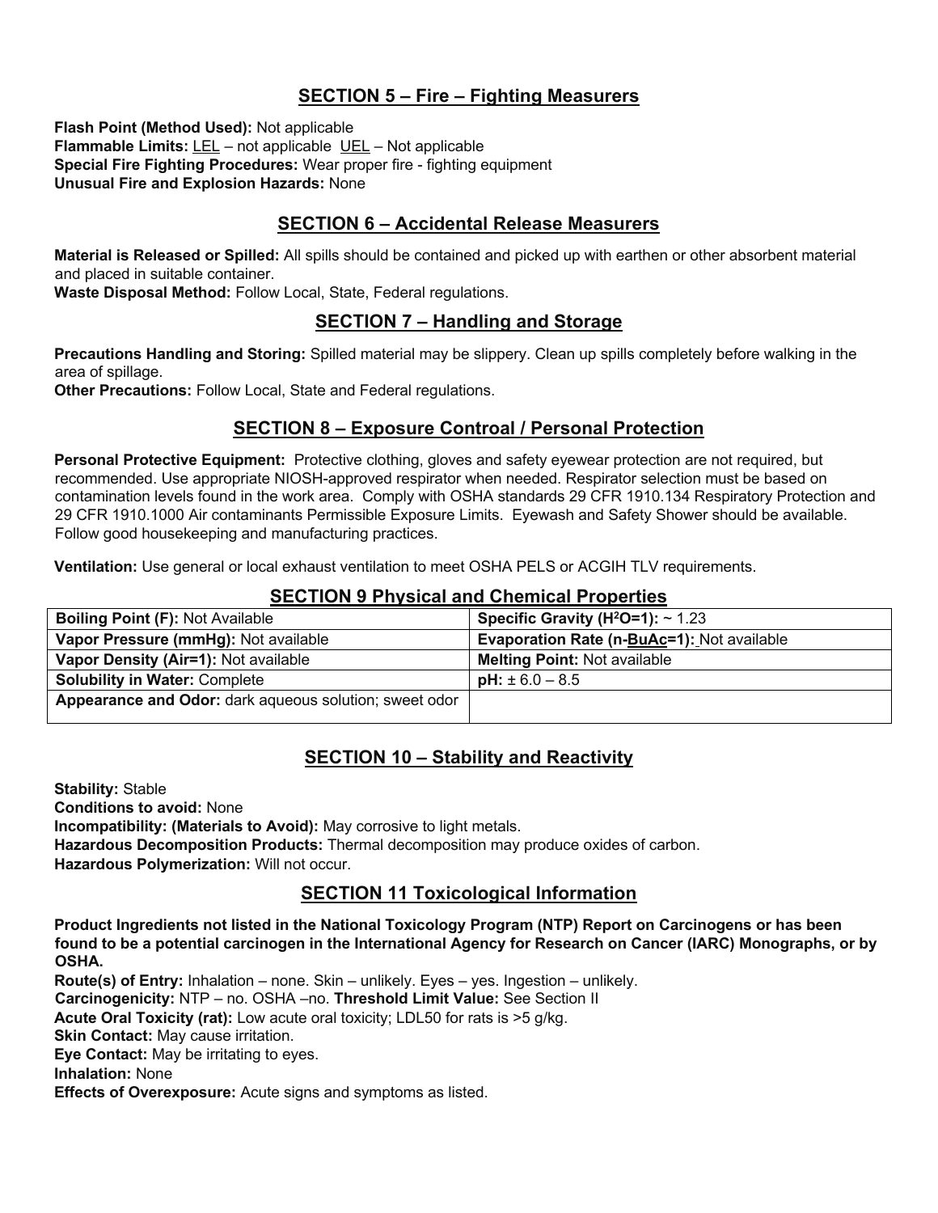## SECTION 5 – Fire – Fighting Measurers

**Flash Point (Method Used):** Not applicable
**Flammable Limits:** LEL – not applicable UEL – Not applicable
**Special Fire Fighting Procedures:** Wear proper fire - fighting equipment
**Unusual Fire and Explosion Hazards:** None

## SECTION 6 – Accidental Release Measurers

**Material is Released or Spilled:** All spills should be contained and picked up with earthen or other absorbent material and placed in suitable container.
**Waste Disposal Method:** Follow Local, State, Federal regulations.

## SECTION 7 – Handling and Storage

**Precautions Handling and Storing:** Spilled material may be slippery. Clean up spills completely before walking in the area of spillage.
**Other Precautions:** Follow Local, State and Federal regulations.

## SECTION 8 – Exposure Controal / Personal Protection

**Personal Protective Equipment:** Protective clothing, gloves and safety eyewear protection are not required, but recommended. Use appropriate NIOSH-approved respirator when needed. Respirator selection must be based on contamination levels found in the work area. Comply with OSHA standards 29 CFR 1910.134 Respiratory Protection and 29 CFR 1910.1000 Air contaminants Permissible Exposure Limits. Eyewash and Safety Shower should be available. Follow good housekeeping and manufacturing practices.

**Ventilation:** Use general or local exhaust ventilation to meet OSHA PELS or ACGIH TLV requirements.

## SECTION 9 Physical and Chemical Properties

| | |
|---|---|
| **Boiling Point (F):** Not Available | **Specific Gravity ($H^2O$=1):** ~ 1.23 |
| **Vapor Pressure (mmHg):** Not available | **Evaporation Rate (n-BuAc=1):** Not available |
| **Vapor Density (Air=1):** Not available | **Melting Point:** Not available |
| **Solubility in Water:** Complete | **pH:** ± 6.0 – 8.5 |
| **Appearance and Odor:** dark aqueous solution; sweet odor | |

## SECTION 10 – Stability and Reactivity

**Stability:** Stable
**Conditions to avoid:** None
**Incompatibility: (Materials to Avoid):** May corrosive to light metals.
**Hazardous Decomposition Products:** Thermal decomposition may produce oxides of carbon.
**Hazardous Polymerization:** Will not occur.

## SECTION 11 Toxicological Information

**Product Ingredients not listed in the National Toxicology Program (NTP) Report on Carcinogens or has been found to be a potential carcinogen in the International Agency for Research on Cancer (IARC) Monographs, or by OSHA.**
**Route(s) of Entry:** Inhalation – none. Skin – unlikely. Eyes – yes. Ingestion – unlikely.
**Carcinogenicity:** NTP – no. OSHA –no. **Threshold Limit Value:** See Section II
**Acute Oral Toxicity (rat):** Low acute oral toxicity; LDL50 for rats is >5 g/kg.
**Skin Contact:** May cause irritation.
**Eye Contact:** May be irritating to eyes.
**Inhalation:** None
**Effects of Overexposure:** Acute signs and symptoms as listed.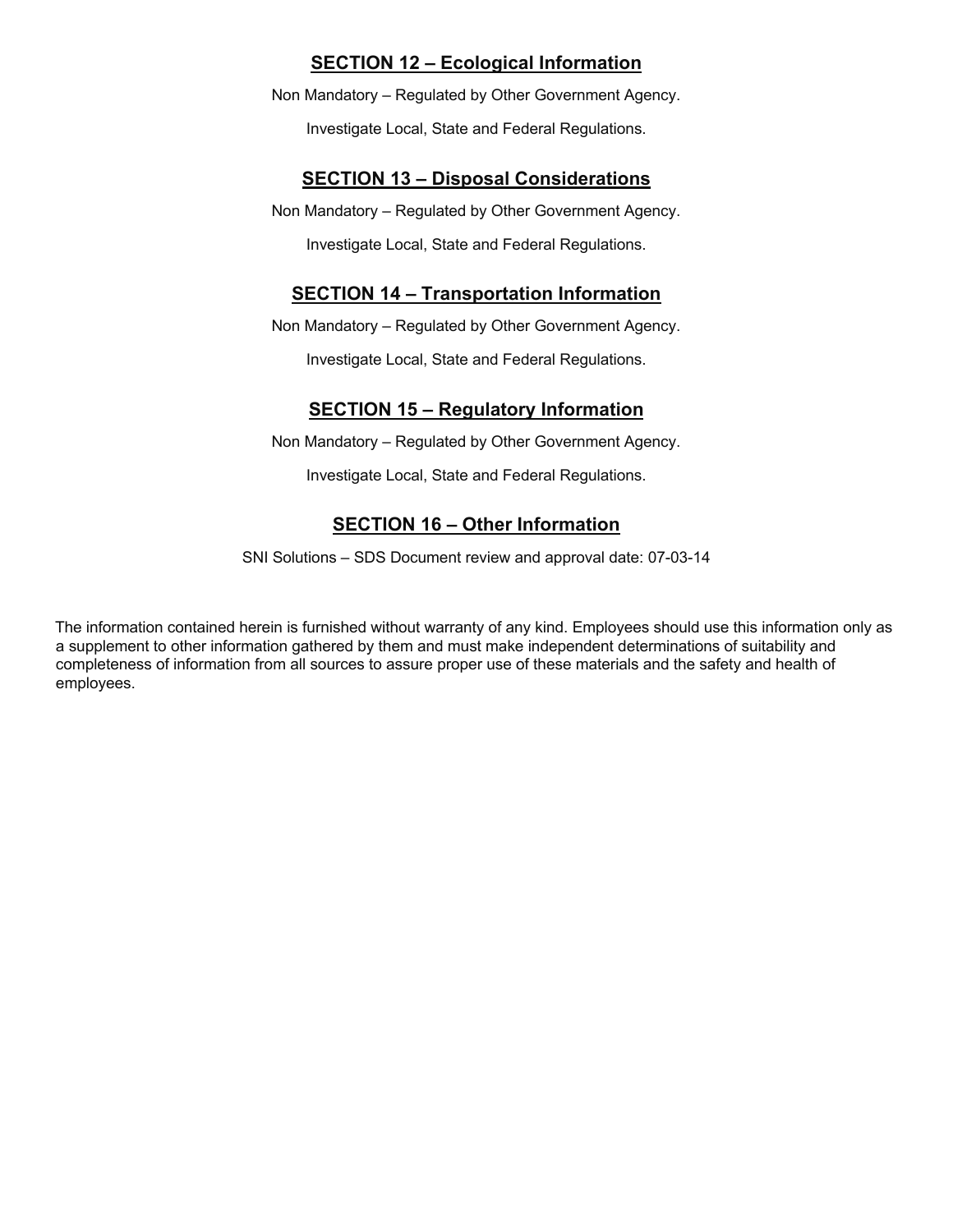## SECTION 12 – Ecological Information

Non Mandatory – Regulated by Other Government Agency.

Investigate Local, State and Federal Regulations.

## SECTION 13 – Disposal Considerations

Non Mandatory – Regulated by Other Government Agency.

Investigate Local, State and Federal Regulations.

## SECTION 14 – Transportation Information

Non Mandatory – Regulated by Other Government Agency.

Investigate Local, State and Federal Regulations.

## SECTION 15 – Regulatory Information

Non Mandatory – Regulated by Other Government Agency.

Investigate Local, State and Federal Regulations.

## SECTION 16 – Other Information

SNI Solutions – SDS Document review and approval date: 07-03-14

The information contained herein is furnished without warranty of any kind. Employees should use this information only as a supplement to other information gathered by them and must make independent determinations of suitability and completeness of information from all sources to assure proper use of these materials and the safety and health of employees.